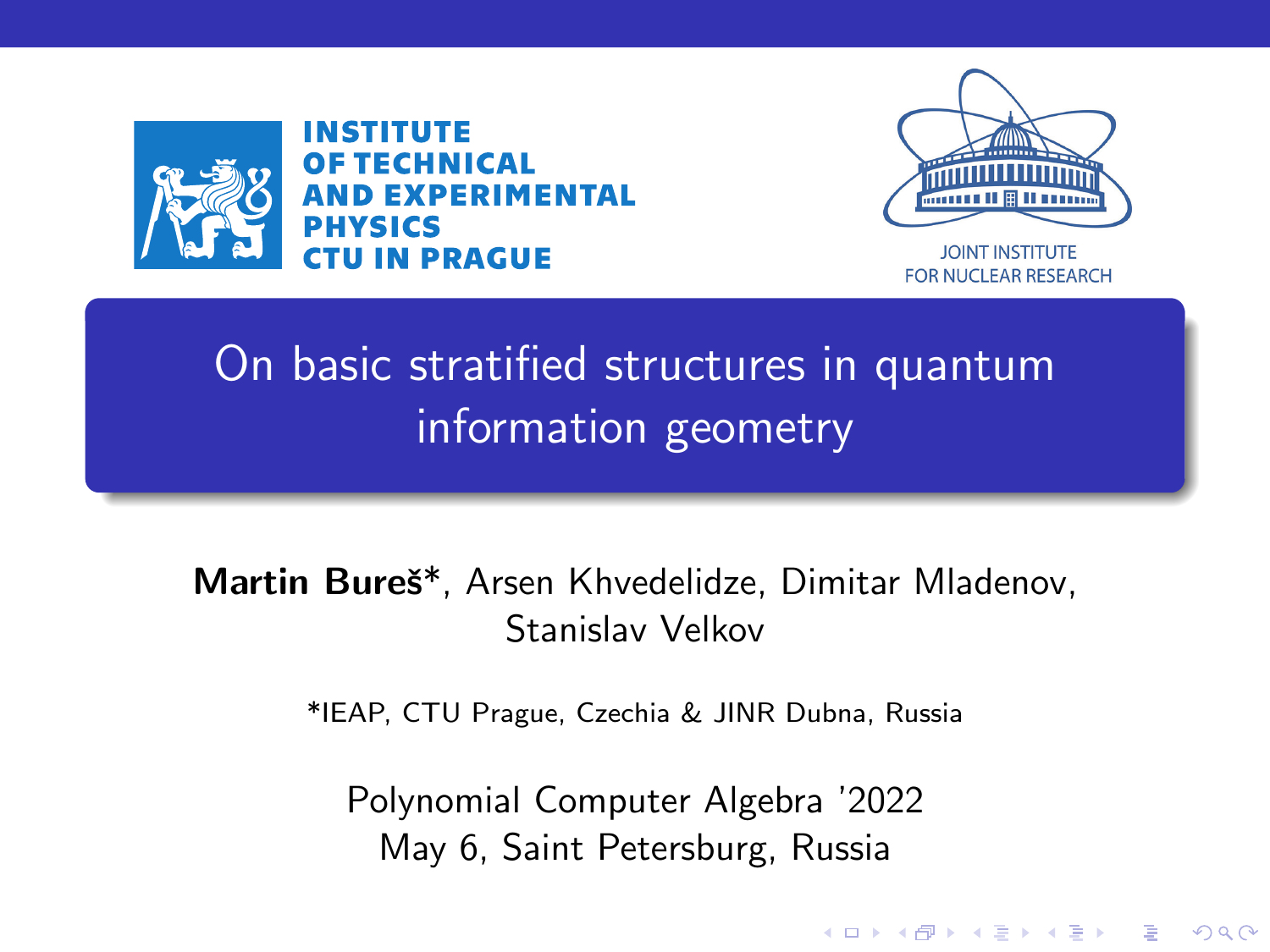INSTITUTE OF TECHNICAL AND EXPERIMENTAL PHYSICS CTU IN PRAGUE

JOINT INSTITUTE FOR NUCLEAR RESEARCH

# On basic stratified structures in quantum information geometry

**Martin Bureš***, Arsen Khvedelidze, Dimitar Mladenov, Stanislav Velkov

*IEAP, CTU Prague, Czechia & JINR Dubna, Russia

Polynomial Computer Algebra '2022
May 6, Saint Petersburg, Russia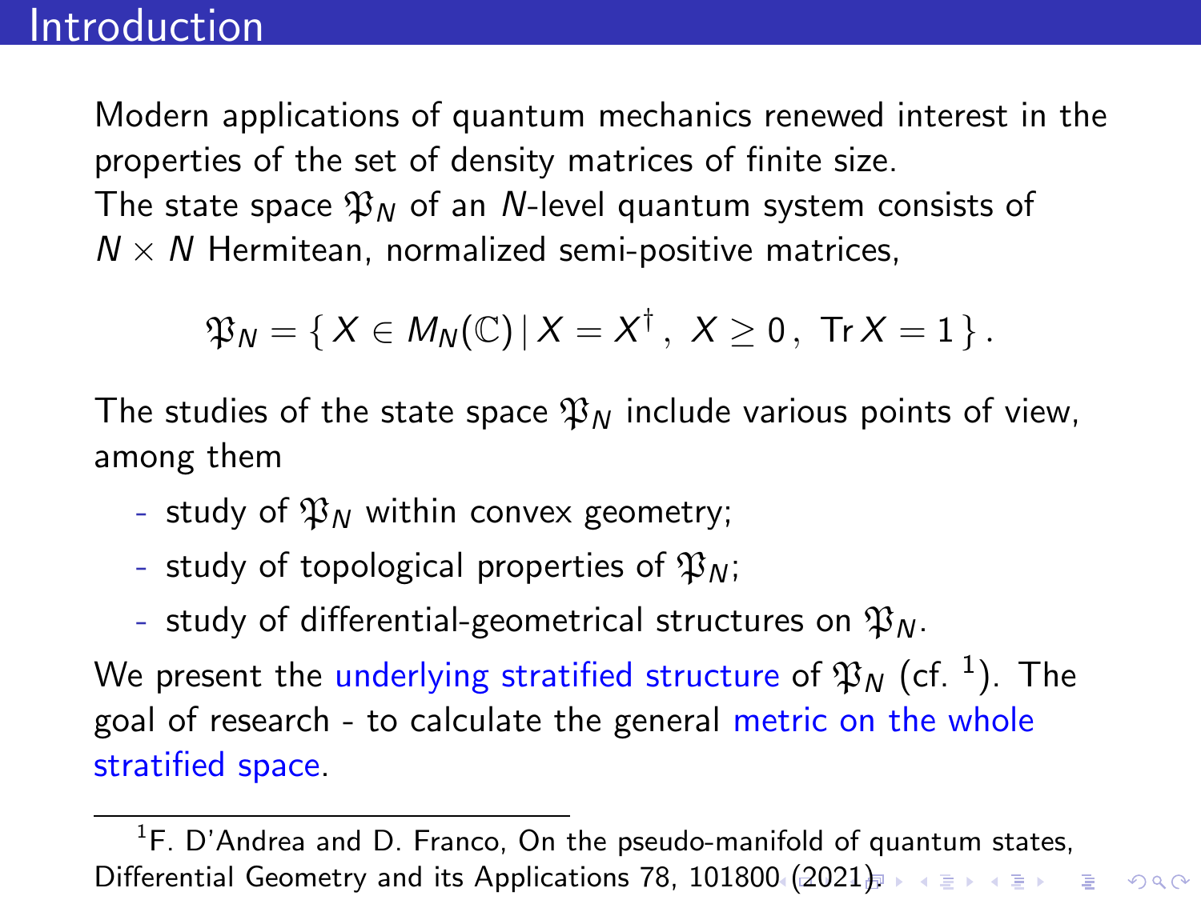# Introduction

Modern applications of quantum mechanics renewed interest in the properties of the set of density matrices of finite size.
The state space $\mathfrak{P}_N$ of an $N$-level quantum system consists of $N \times N$ Hermitean, normalized semi-positive matrices,

$$\mathfrak{P}_N = \{\, X \in M_N(\mathbb{C}) \,|\, X = X^\dagger \,,\; X \geq 0 \,,\; \operatorname{Tr} X = 1 \,\} \,.$$

The studies of the state space $\mathfrak{P}_N$ include various points of view, among them

- study of $\mathfrak{P}_N$ within convex geometry;
- study of topological properties of $\mathfrak{P}_N$;
- study of differential-geometrical structures on $\mathfrak{P}_N$.

We present the underlying stratified structure of $\mathfrak{P}_N$ (cf. [1]). The goal of research - to calculate the general metric on the whole stratified space.

[1] F. D'Andrea and D. Franco, On the pseudo-manifold of quantum states, Differential Geometry and its Applications 78, 101800 (2021).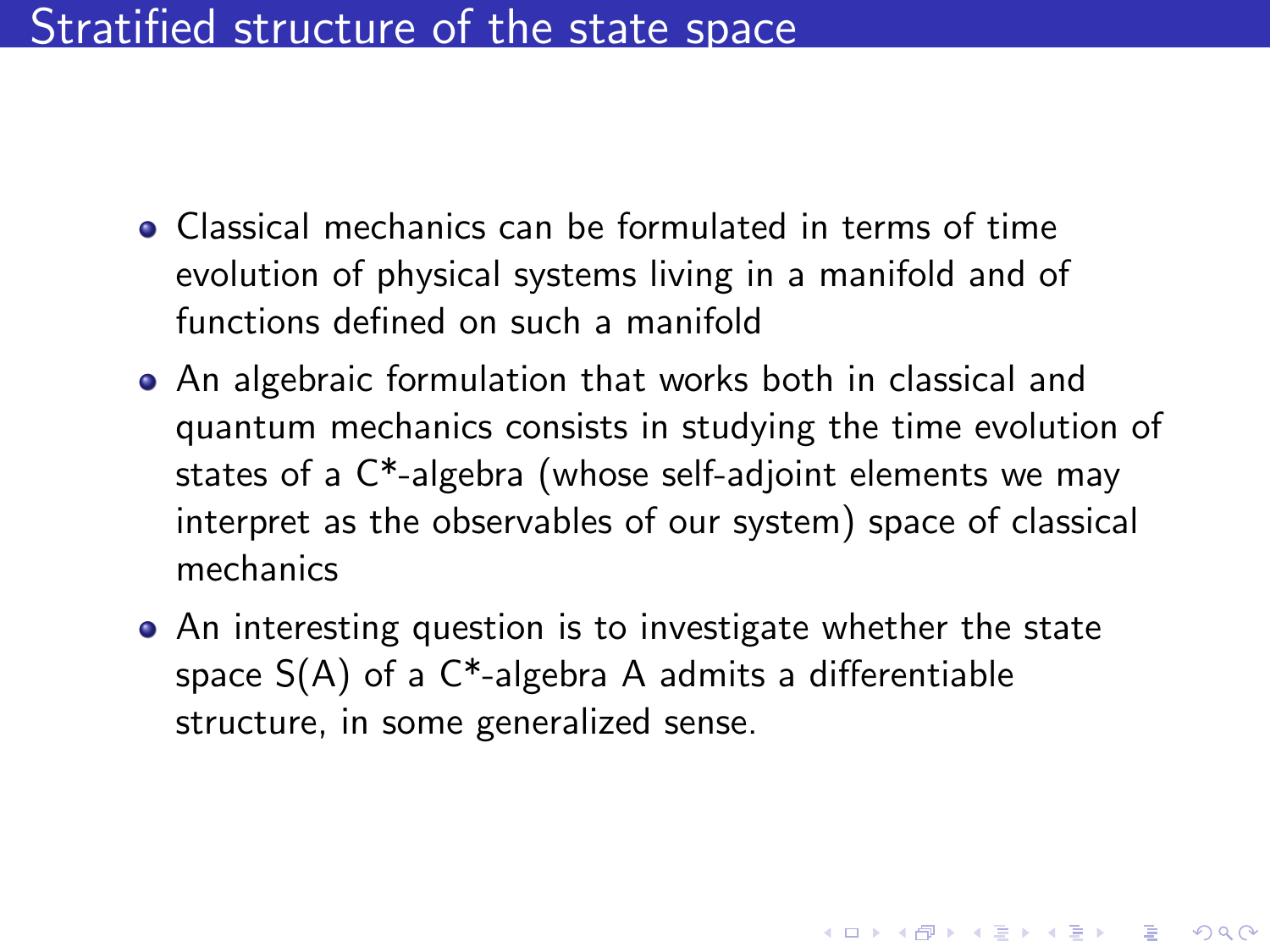# Stratified structure of the state space

- Classical mechanics can be formulated in terms of time evolution of physical systems living in a manifold and of functions defined on such a manifold
- An algebraic formulation that works both in classical and quantum mechanics consists in studying the time evolution of states of a C*-algebra (whose self-adjoint elements we may interpret as the observables of our system) space of classical mechanics
- An interesting question is to investigate whether the state space $S(A)$ of a C*-algebra $A$ admits a differentiable structure, in some generalized sense.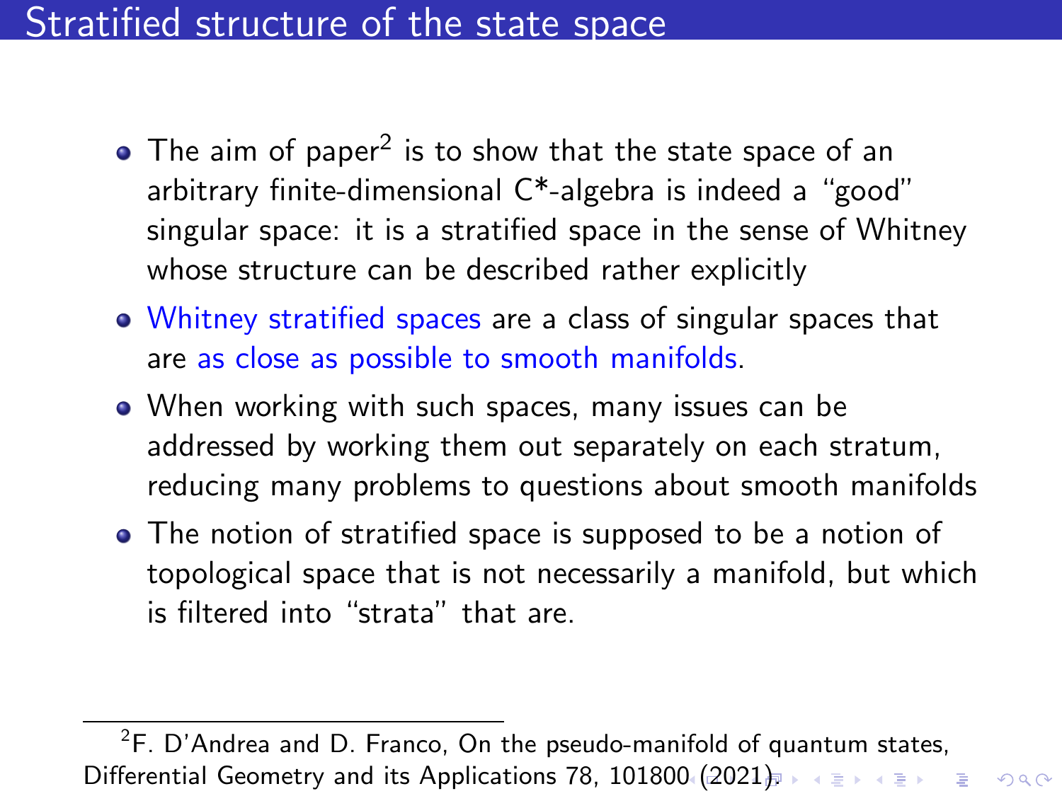# Stratified structure of the state space

- The aim of paper[2] is to show that the state space of an arbitrary finite-dimensional C*-algebra is indeed a "good" singular space: it is a stratified space in the sense of Whitney whose structure can be described rather explicitly
- Whitney stratified spaces are a class of singular spaces that are as close as possible to smooth manifolds.
- When working with such spaces, many issues can be addressed by working them out separately on each stratum, reducing many problems to questions about smooth manifolds
- The notion of stratified space is supposed to be a notion of topological space that is not necessarily a manifold, but which is filtered into "strata" that are.

---

[2] F. D'Andrea and D. Franco, On the pseudo-manifold of quantum states, Differential Geometry and its Applications 78, 101800 (2021).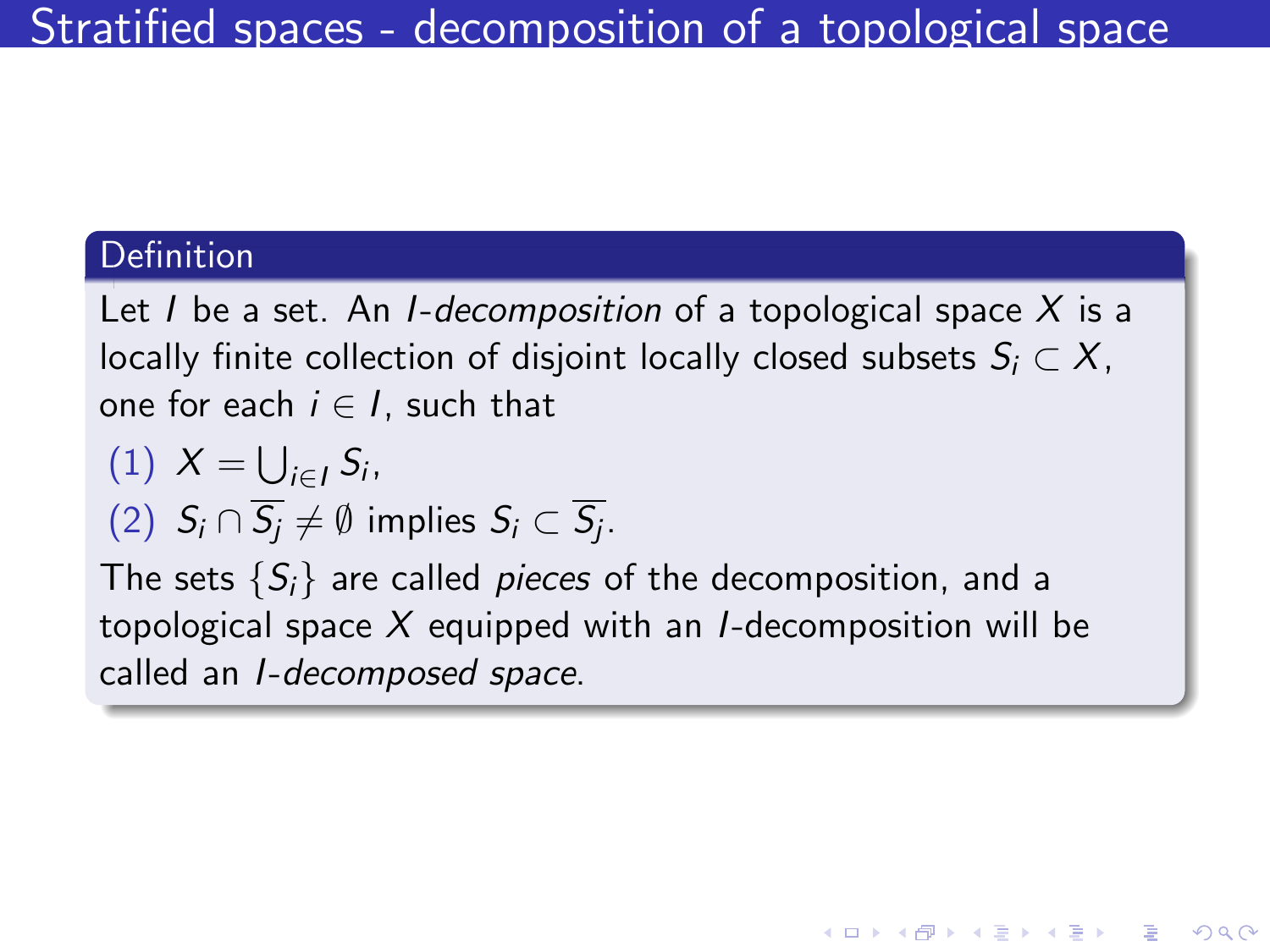# Stratified spaces - decomposition of a topological space

**Definition**

Let $I$ be a set. An *$I$-decomposition* of a topological space $X$ is a locally finite collection of disjoint locally closed subsets $S_i \subset X$, one for each $i \in I$, such that

(1) $X = \bigcup_{i \in I} S_i$,

(2) $S_i \cap \overline{S_j} \neq \emptyset$ implies $S_i \subset \overline{S_j}$.

The sets $\{S_i\}$ are called *pieces* of the decomposition, and a topological space $X$ equipped with an $I$-decomposition will be called an *$I$-decomposed space*.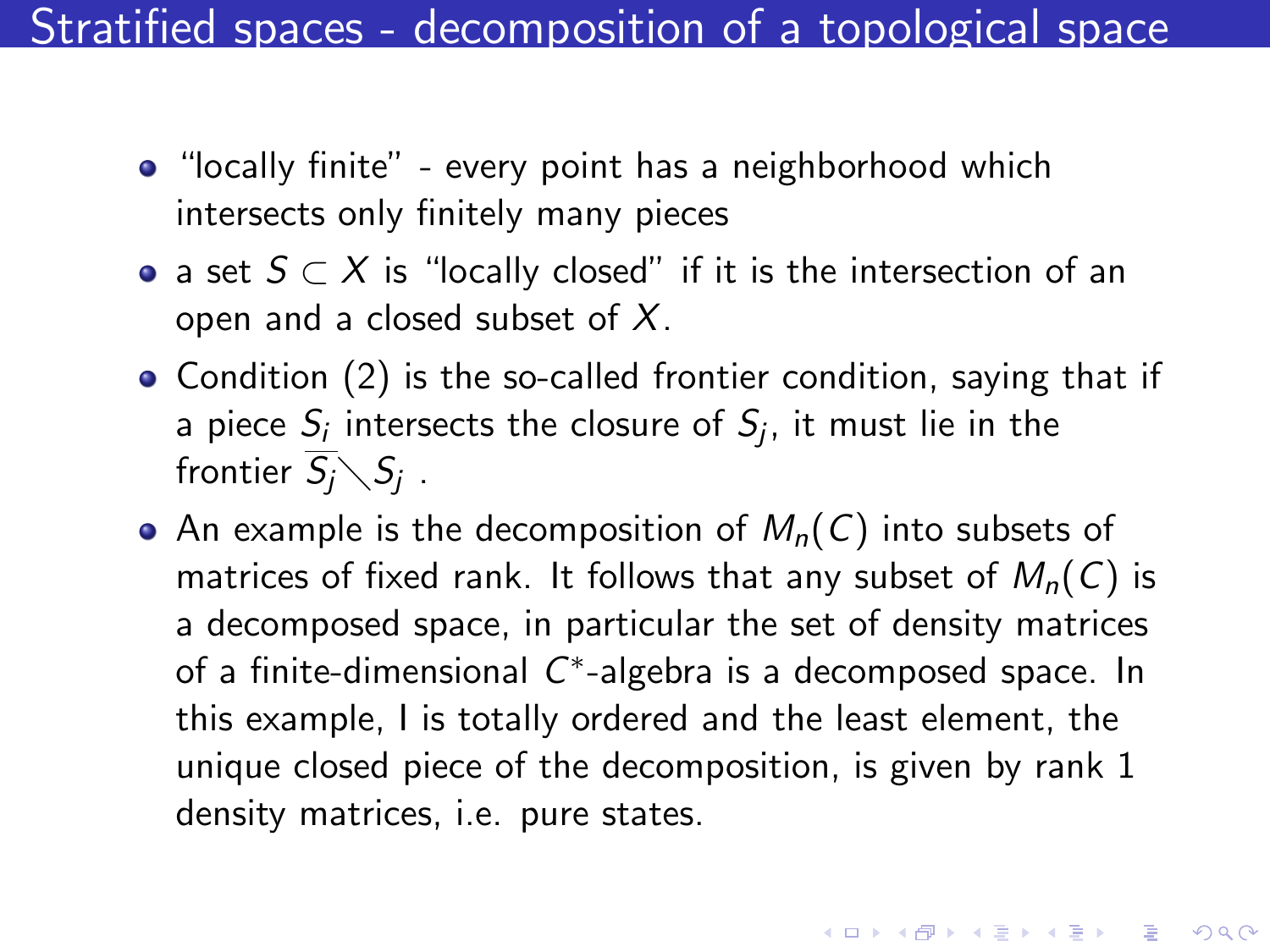# Stratified spaces - decomposition of a topological space

- "locally finite" - every point has a neighborhood which intersects only finitely many pieces
- a set $S \subset X$ is "locally closed" if it is the intersection of an open and a closed subset of $X$.
- Condition (2) is the so-called frontier condition, saying that if a piece $S_i$ intersects the closure of $S_j$, it must lie in the frontier $\overline{S_j} \setminus S_j$ .
- An example is the decomposition of $M_n(C)$ into subsets of matrices of fixed rank. It follows that any subset of $M_n(C)$ is a decomposed space, in particular the set of density matrices of a finite-dimensional $C^*$-algebra is a decomposed space. In this example, I is totally ordered and the least element, the unique closed piece of the decomposition, is given by rank 1 density matrices, i.e. pure states.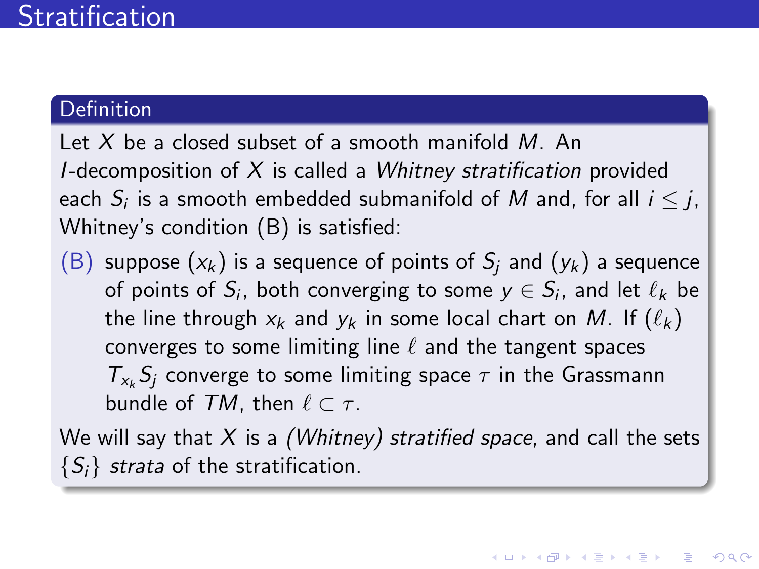# Stratification

**Definition**

Let $X$ be a closed subset of a smooth manifold $M$. An $I$-decomposition of $X$ is called a *Whitney stratification* provided each $S_i$ is a smooth embedded submanifold of $M$ and, for all $i \leq j$, Whitney's condition (B) is satisfied:

(B) suppose $(x_k)$ is a sequence of points of $S_j$ and $(y_k)$ a sequence of points of $S_i$, both converging to some $y \in S_i$, and let $\ell_k$ be the line through $x_k$ and $y_k$ in some local chart on $M$. If $(\ell_k)$ converges to some limiting line $\ell$ and the tangent spaces $T_{x_k}S_j$ converge to some limiting space $\tau$ in the Grassmann bundle of $TM$, then $\ell \subset \tau$.

We will say that $X$ is a *(Whitney) stratified space*, and call the sets $\{S_i\}$ *strata* of the stratification.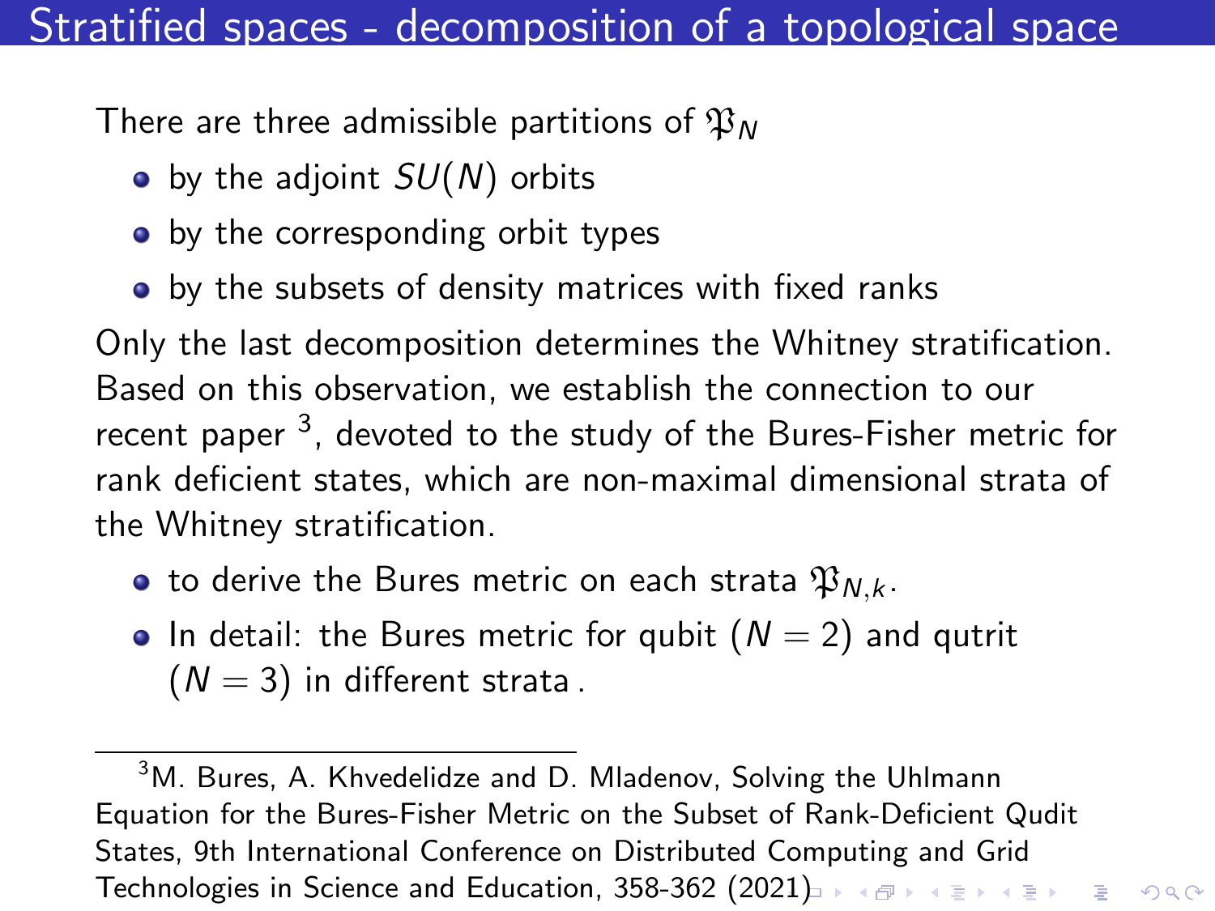# Stratified spaces - decomposition of a topological space

There are three admissible partitions of $\mathfrak{P}_N$

- by the adjoint $SU(N)$ orbits
- by the corresponding orbit types
- by the subsets of density matrices with fixed ranks

Only the last decomposition determines the Whitney stratification. Based on this observation, we establish the connection to our recent paper [3], devoted to the study of the Bures-Fisher metric for rank deficient states, which are non-maximal dimensional strata of the Whitney stratification.

- to derive the Bures metric on each strata $\mathfrak{P}_{N,k}$.
- In detail: the Bures metric for qubit ($N = 2$) and qutrit ($N = 3$) in different strata .

[3] M. Bures, A. Khvedelidze and D. Mladenov, Solving the Uhlmann Equation for the Bures-Fisher Metric on the Subset of Rank-Deficient Qudit States, 9th International Conference on Distributed Computing and Grid Technologies in Science and Education, 358-362 (2021)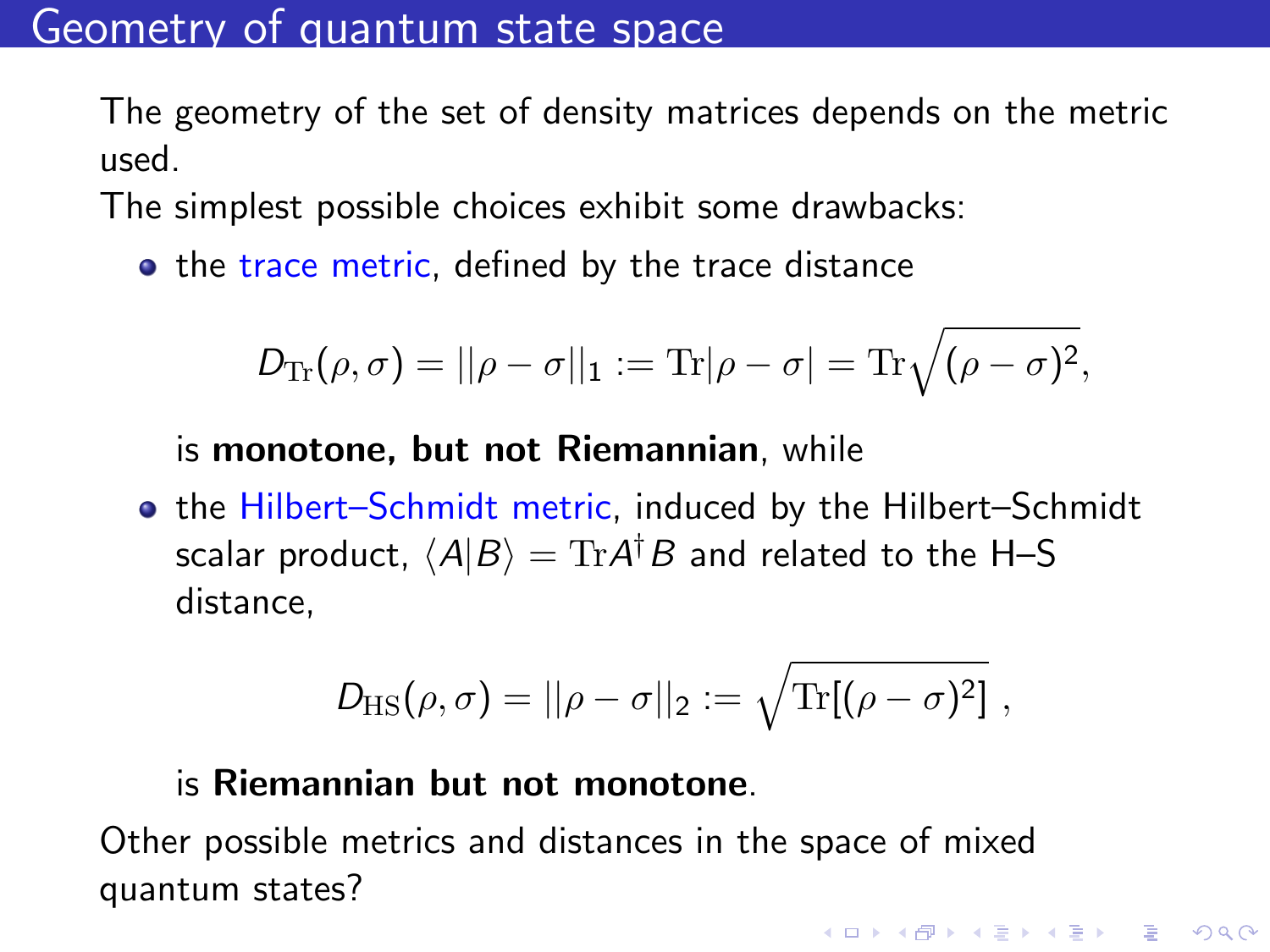# Geometry of quantum state space

The geometry of the set of density matrices depends on the metric used.

The simplest possible choices exhibit some drawbacks:

- the trace metric, defined by the trace distance

  $$D_{\mathrm{Tr}}(\rho, \sigma) = ||\rho - \sigma||_1 := \mathrm{Tr}|\rho - \sigma| = \mathrm{Tr}\sqrt{(\rho - \sigma)^2},$$

  is **monotone, but not Riemannian**, while

- the Hilbert–Schmidt metric, induced by the Hilbert–Schmidt scalar product, $\langle A|B\rangle = \mathrm{Tr} A^\dagger B$ and related to the H–S distance,

  $$D_{\mathrm{HS}}(\rho, \sigma) = ||\rho - \sigma||_2 := \sqrt{\mathrm{Tr}[(\rho - \sigma)^2]} \ ,$$

  is **Riemannian but not monotone**.

Other possible metrics and distances in the space of mixed quantum states?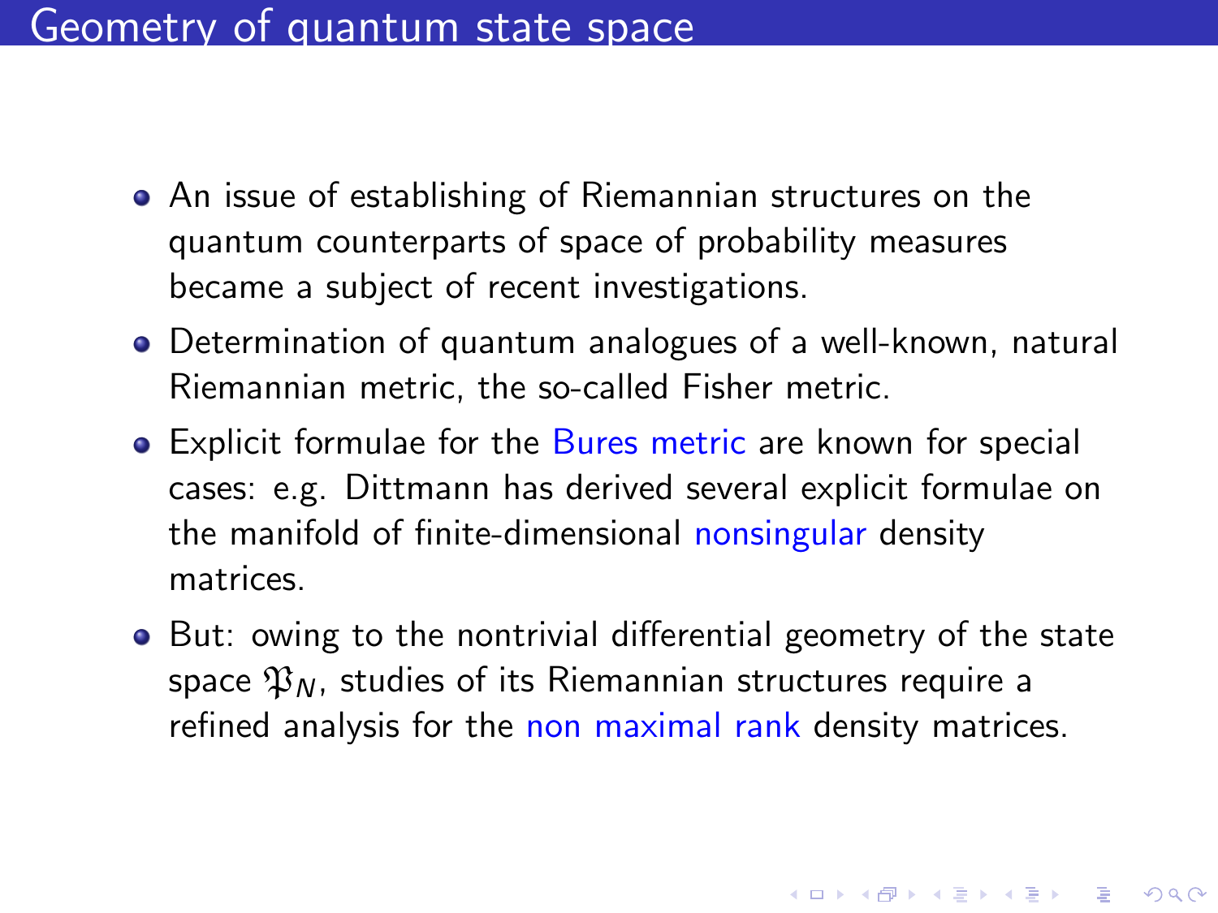# Geometry of quantum state space

- An issue of establishing of Riemannian structures on the quantum counterparts of space of probability measures became a subject of recent investigations.
- Determination of quantum analogues of a well-known, natural Riemannian metric, the so-called Fisher metric.
- Explicit formulae for the Bures metric are known for special cases: e.g. Dittmann has derived several explicit formulae on the manifold of finite-dimensional nonsingular density matrices.
- But: owing to the nontrivial differential geometry of the state space $\mathfrak{P}_N$, studies of its Riemannian structures require a refined analysis for the non maximal rank density matrices.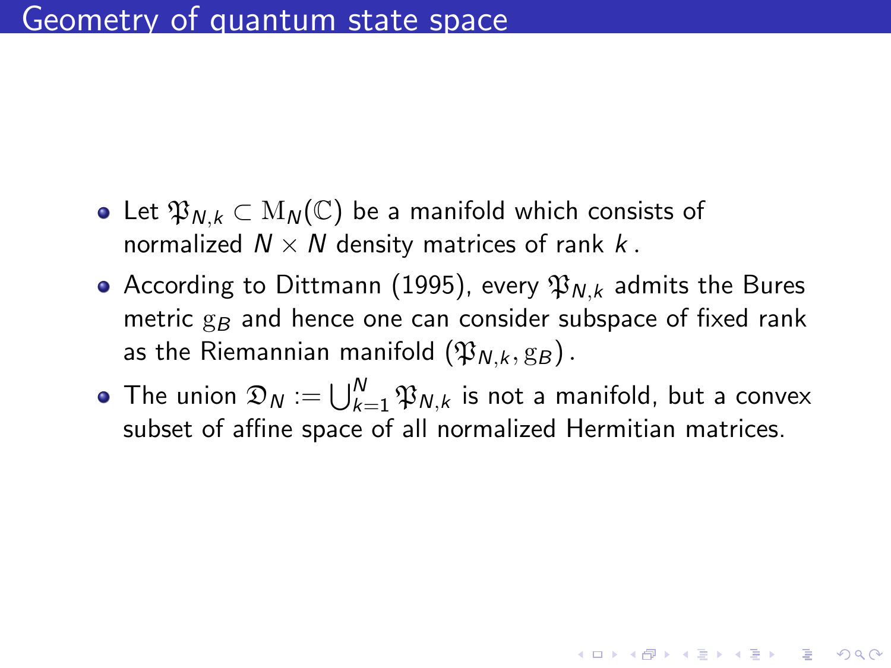## Geometry of quantum state space

- Let $\mathfrak{P}_{N,k} \subset \mathrm{M}_N(\mathbb{C})$ be a manifold which consists of normalized $N \times N$ density matrices of rank $k$.
- According to Dittmann (1995), every $\mathfrak{P}_{N,k}$ admits the Bures metric $\mathrm{g}_B$ and hence one can consider subspace of fixed rank as the Riemannian manifold $(\mathfrak{P}_{N,k}, \mathrm{g}_B)$.
- The union $\mathfrak{D}_N := \bigcup_{k=1}^{N} \mathfrak{P}_{N,k}$ is not a manifold, but a convex subset of affine space of all normalized Hermitian matrices.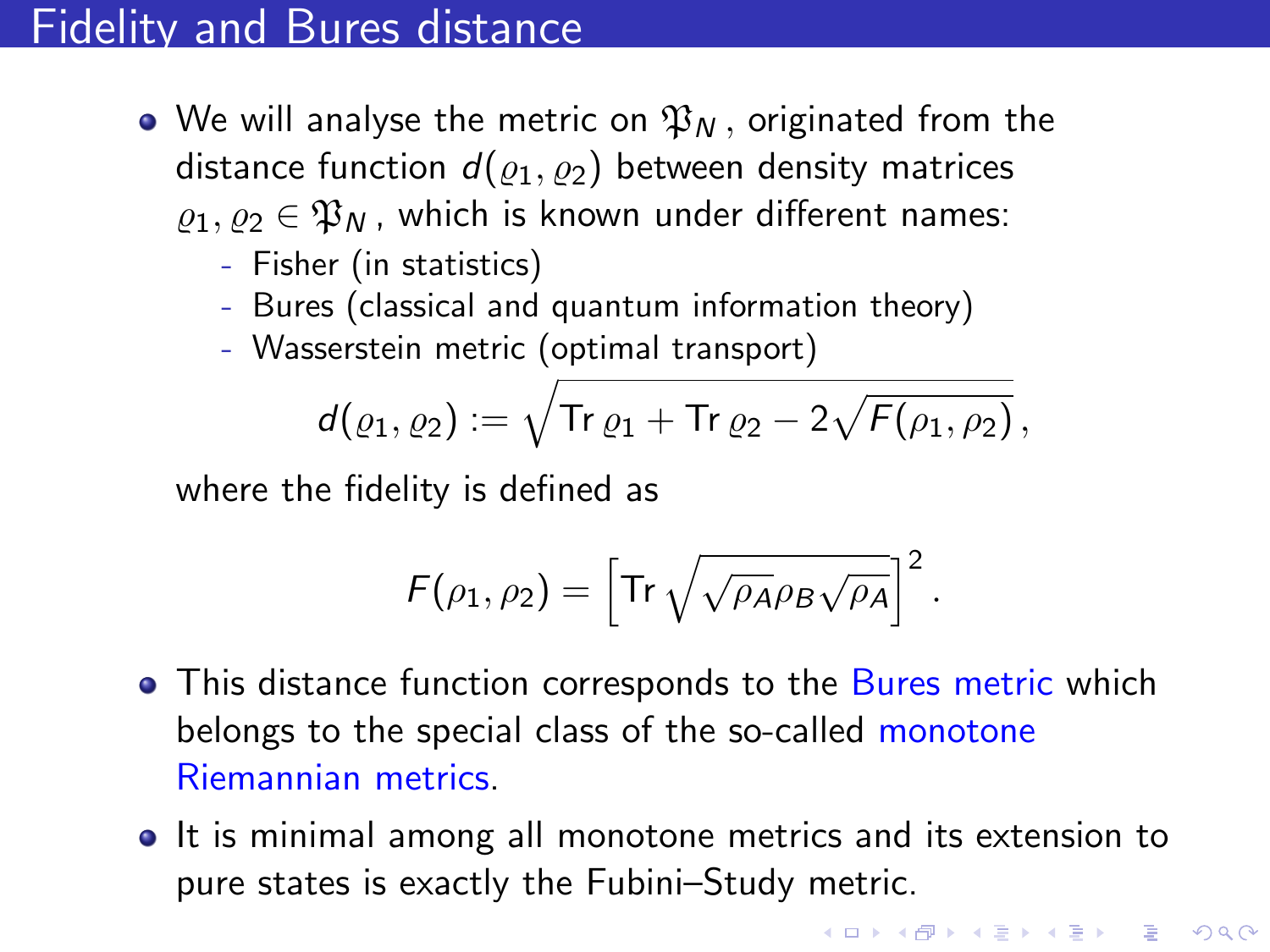# Fidelity and Bures distance

- We will analyse the metric on $\mathfrak{P}_N$, originated from the distance function $d(\varrho_1, \varrho_2)$ between density matrices $\varrho_1, \varrho_2 \in \mathfrak{P}_N$, which is known under different names:
  - Fisher (in statistics)
  - Bures (classical and quantum information theory)
  - Wasserstein metric (optimal transport)

  $$d(\varrho_1, \varrho_2) := \sqrt{\operatorname{Tr} \varrho_1 + \operatorname{Tr} \varrho_2 - 2\sqrt{F(\rho_1, \rho_2)}},$$

  where the fidelity is defined as

  $$F(\rho_1, \rho_2) = \left[\operatorname{Tr} \sqrt{\sqrt{\rho_A}\rho_B\sqrt{\rho_A}}\right]^2.$$

- This distance function corresponds to the Bures metric which belongs to the special class of the so-called monotone Riemannian metrics.
- It is minimal among all monotone metrics and its extension to pure states is exactly the Fubini–Study metric.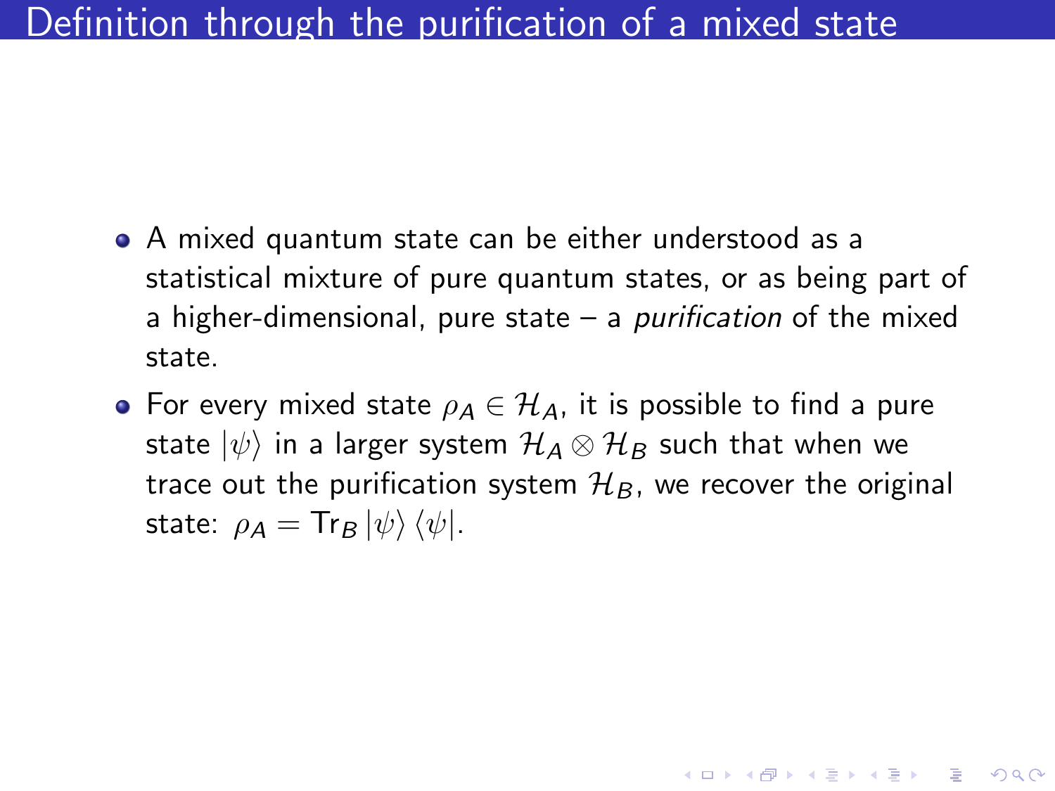# Definition through the purification of a mixed state

- A mixed quantum state can be either understood as a statistical mixture of pure quantum states, or as being part of a higher-dimensional, pure state – a *purification* of the mixed state.
- For every mixed state $\rho_A \in \mathcal{H}_A$, it is possible to find a pure state $|\psi\rangle$ in a larger system $\mathcal{H}_A \otimes \mathcal{H}_B$ such that when we trace out the purification system $\mathcal{H}_B$, we recover the original state: $\rho_A = \mathrm{Tr}_B \, |\psi\rangle \langle\psi|$.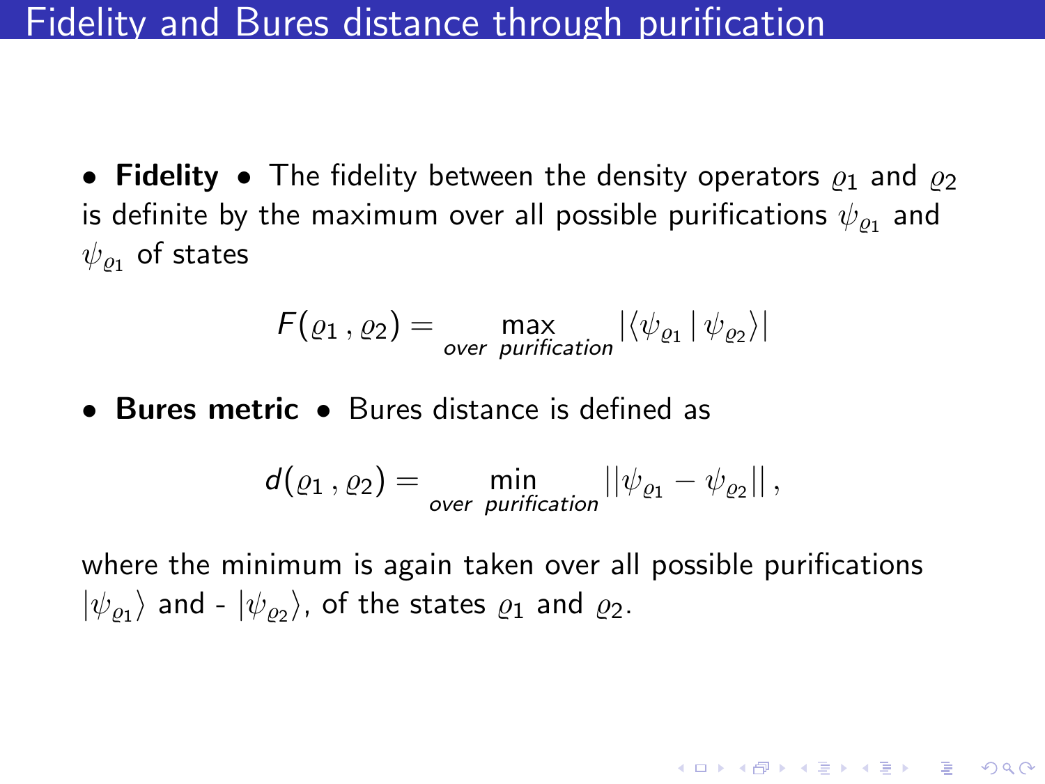# Fidelity and Bures distance through purification

- **Fidelity** • The fidelity between the density operators $\varrho_1$ and $\varrho_2$ is definite by the maximum over all possible purifications $\psi_{\varrho_1}$ and $\psi_{\varrho_1}$ of states

$$F(\varrho_1\,,\varrho_2) = \max_{over\ \ purification} |\langle\psi_{\varrho_1}\,|\,\psi_{\varrho_2}\rangle|$$

- **Bures metric** • Bures distance is defined as

$$d(\varrho_1\,,\varrho_2) = \min_{over\ \ purification} ||\psi_{\varrho_1} - \psi_{\varrho_2}||\,,$$

where the minimum is again taken over all possible purifications $|\psi_{\varrho_1}\rangle$ and - $|\psi_{\varrho_2}\rangle$, of the states $\varrho_1$ and $\varrho_2$.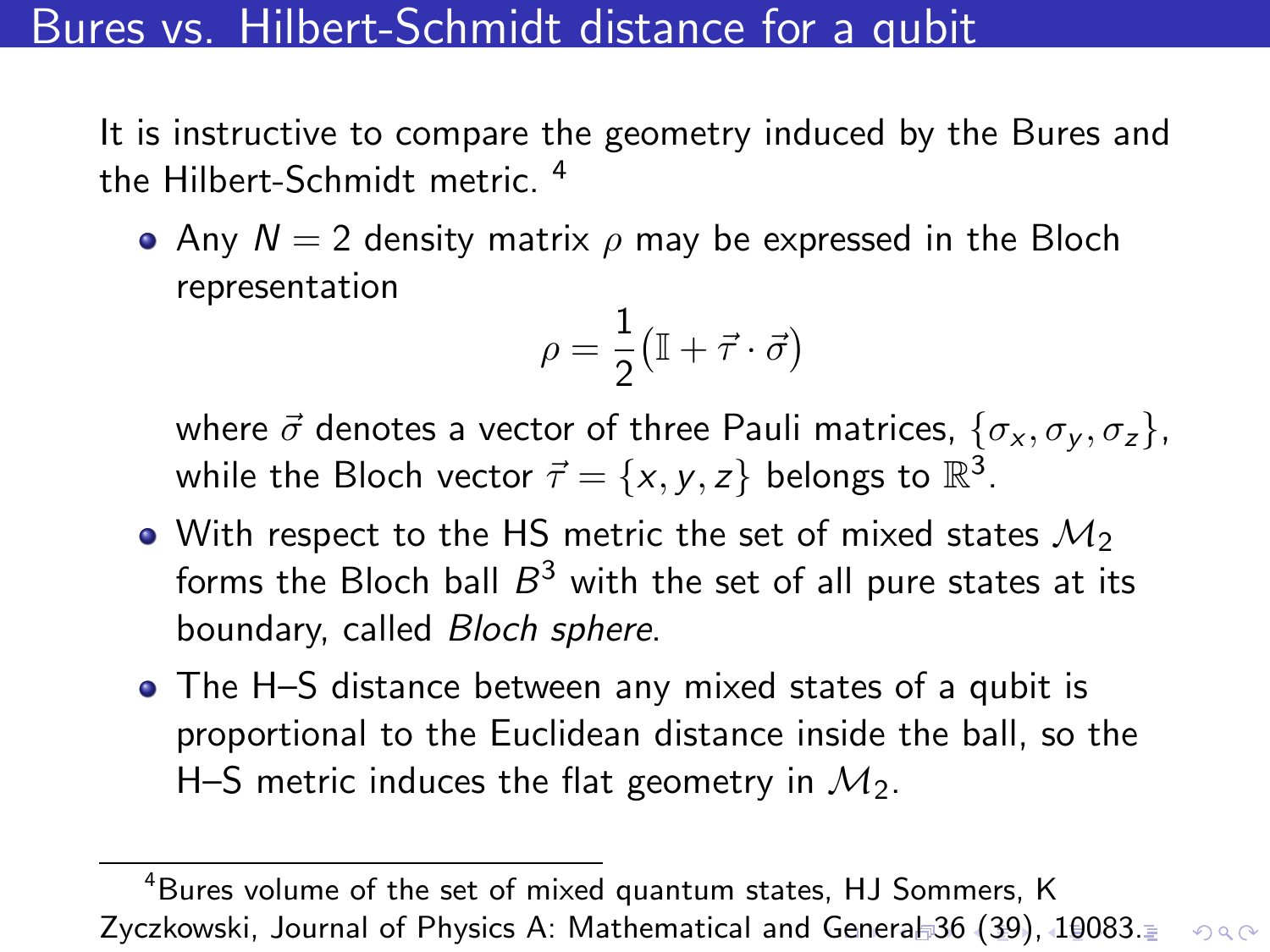# Bures vs. Hilbert-Schmidt distance for a qubit

It is instructive to compare the geometry induced by the Bures and the Hilbert-Schmidt metric. [4]

- Any $N = 2$ density matrix $\rho$ may be expressed in the Bloch representation

$$\rho = \frac{1}{2}\big(\mathbb{I} + \vec{\tau} \cdot \vec{\sigma}\big)$$

  where $\vec{\sigma}$ denotes a vector of three Pauli matrices, $\{\sigma_x, \sigma_y, \sigma_z\}$, while the Bloch vector $\vec{\tau} = \{x, y, z\}$ belongs to $\mathbb{R}^3$.

- With respect to the HS metric the set of mixed states $\mathcal{M}_2$ forms the Bloch ball $B^3$ with the set of all pure states at its boundary, called *Bloch sphere*.

- The H–S distance between any mixed states of a qubit is proportional to the Euclidean distance inside the ball, so the H–S metric induces the flat geometry in $\mathcal{M}_2$.

---

[4] Bures volume of the set of mixed quantum states, HJ Sommers, K Zyczkowski, Journal of Physics A: Mathematical and General 36 (39), 10083.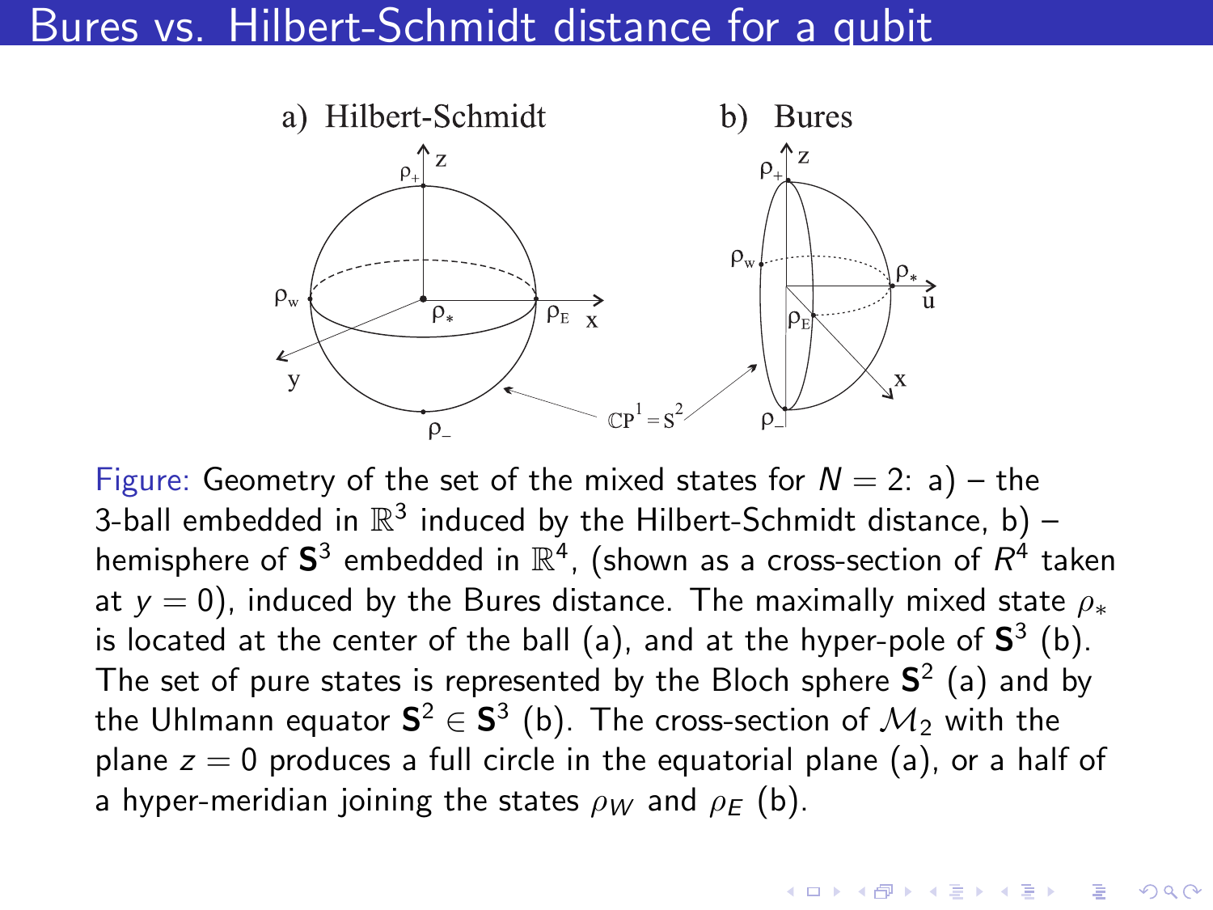# Bures vs. Hilbert-Schmidt distance for a qubit

Figure: Geometry of the set of the mixed states for $N = 2$: a) – the 3-ball embedded in $\mathbb{R}^3$ induced by the Hilbert-Schmidt distance, b) – hemisphere of $\mathbf{S}^3$ embedded in $\mathbb{R}^4$, (shown as a cross-section of $R^4$ taken at $y = 0$), induced by the Bures distance. The maximally mixed state $\rho_*$ is located at the center of the ball (a), and at the hyper-pole of $\mathbf{S}^3$ (b). The set of pure states is represented by the Bloch sphere $\mathbf{S}^2$ (a) and by the Uhlmann equator $\mathbf{S}^2 \in \mathbf{S}^3$ (b). The cross-section of $\mathcal{M}_2$ with the plane $z = 0$ produces a full circle in the equatorial plane (a), or a half of a hyper-meridian joining the states $\rho_W$ and $\rho_E$ (b).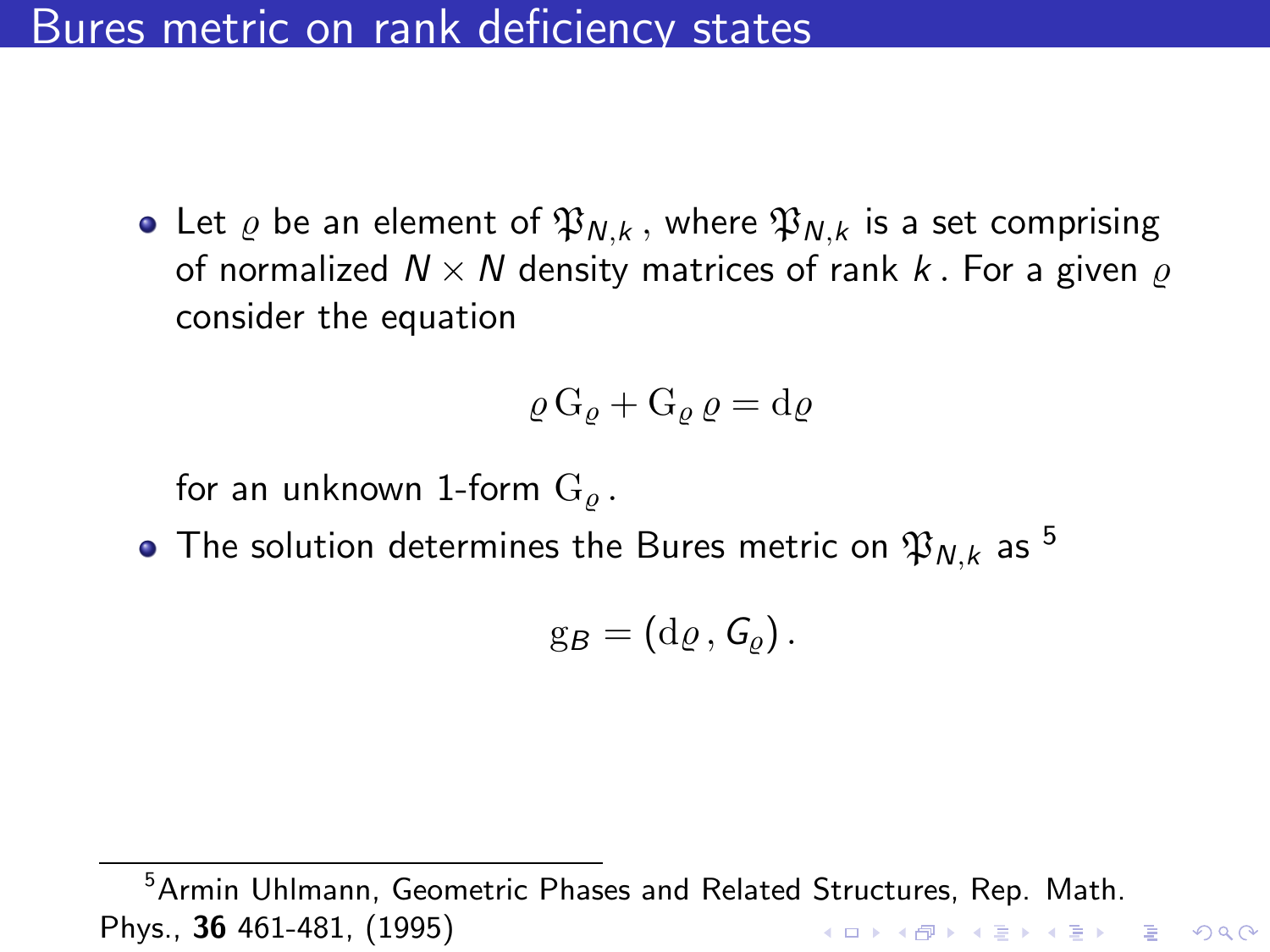# Bures metric on rank deficiency states

- Let $\varrho$ be an element of $\mathfrak{P}_{N,k}$, where $\mathfrak{P}_{N,k}$ is a set comprising of normalized $N \times N$ density matrices of rank $k$. For a given $\varrho$ consider the equation

$$\varrho \, \mathrm{G}_\varrho + \mathrm{G}_\varrho \, \varrho = \mathrm{d}\varrho$$

  for an unknown 1-form $\mathrm{G}_\varrho$.

- The solution determines the Bures metric on $\mathfrak{P}_{N,k}$ as [5]

$$\mathrm{g}_B = (\mathrm{d}\varrho \, , G_\varrho) \, .$$

---

[5] Armin Uhlmann, Geometric Phases and Related Structures, Rep. Math. Phys., **36** 461-481, (1995)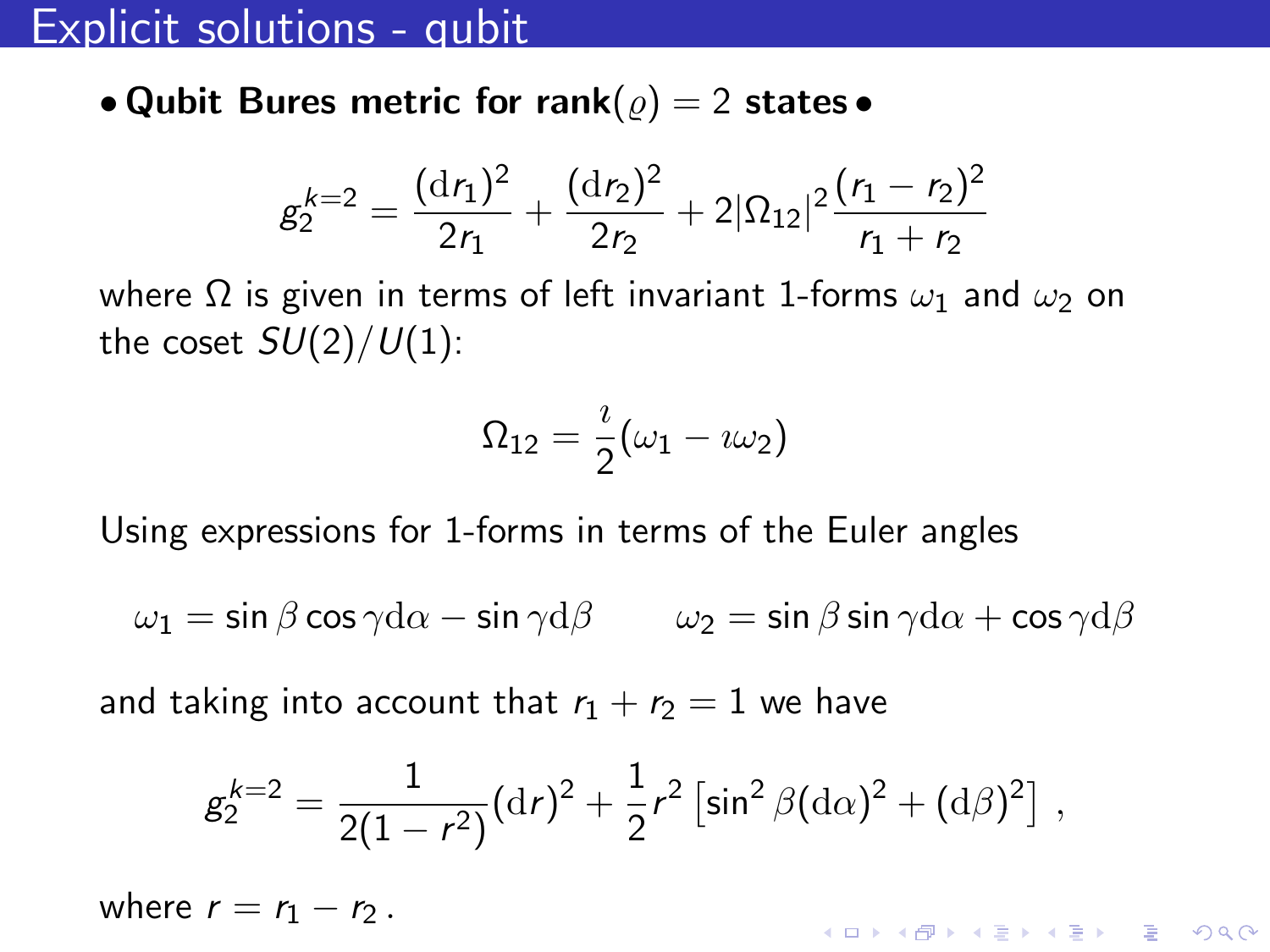# Explicit solutions - qubit

• **Qubit Bures metric for rank($\varrho$) = 2 states** •

$$g_2^{k=2} = \frac{(\mathrm{d}r_1)^2}{2r_1} + \frac{(\mathrm{d}r_2)^2}{2r_2} + 2|\Omega_{12}|^2 \frac{(r_1 - r_2)^2}{r_1 + r_2}$$

where $\Omega$ is given in terms of left invariant 1-forms $\omega_1$ and $\omega_2$ on the coset $SU(2)/U(1)$:

$$\Omega_{12} = \frac{\imath}{2}(\omega_1 - \imath\omega_2)$$

Using expressions for 1-forms in terms of the Euler angles

$$\omega_1 = \sin\beta\cos\gamma\mathrm{d}\alpha - \sin\gamma\mathrm{d}\beta \qquad \omega_2 = \sin\beta\sin\gamma\mathrm{d}\alpha + \cos\gamma\mathrm{d}\beta$$

and taking into account that $r_1 + r_2 = 1$ we have

$$g_2^{k=2} = \frac{1}{2(1-r^2)}(\mathrm{d}r)^2 + \frac{1}{2}r^2\left[\sin^2\beta(\mathrm{d}\alpha)^2 + (\mathrm{d}\beta)^2\right] \, ,$$

where $r = r_1 - r_2$.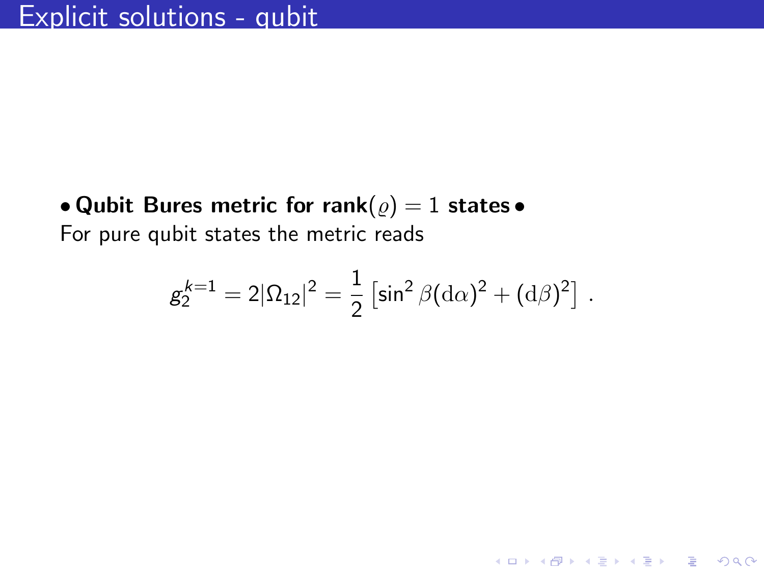# Explicit solutions - qubit

• **Qubit Bures metric for rank($\varrho$) $= 1$ states** •

For pure qubit states the metric reads

$$g_2^{k=1} = 2|\Omega_{12}|^2 = \frac{1}{2}\left[\sin^2\beta(\mathrm{d}\alpha)^2 + (\mathrm{d}\beta)^2\right] .$$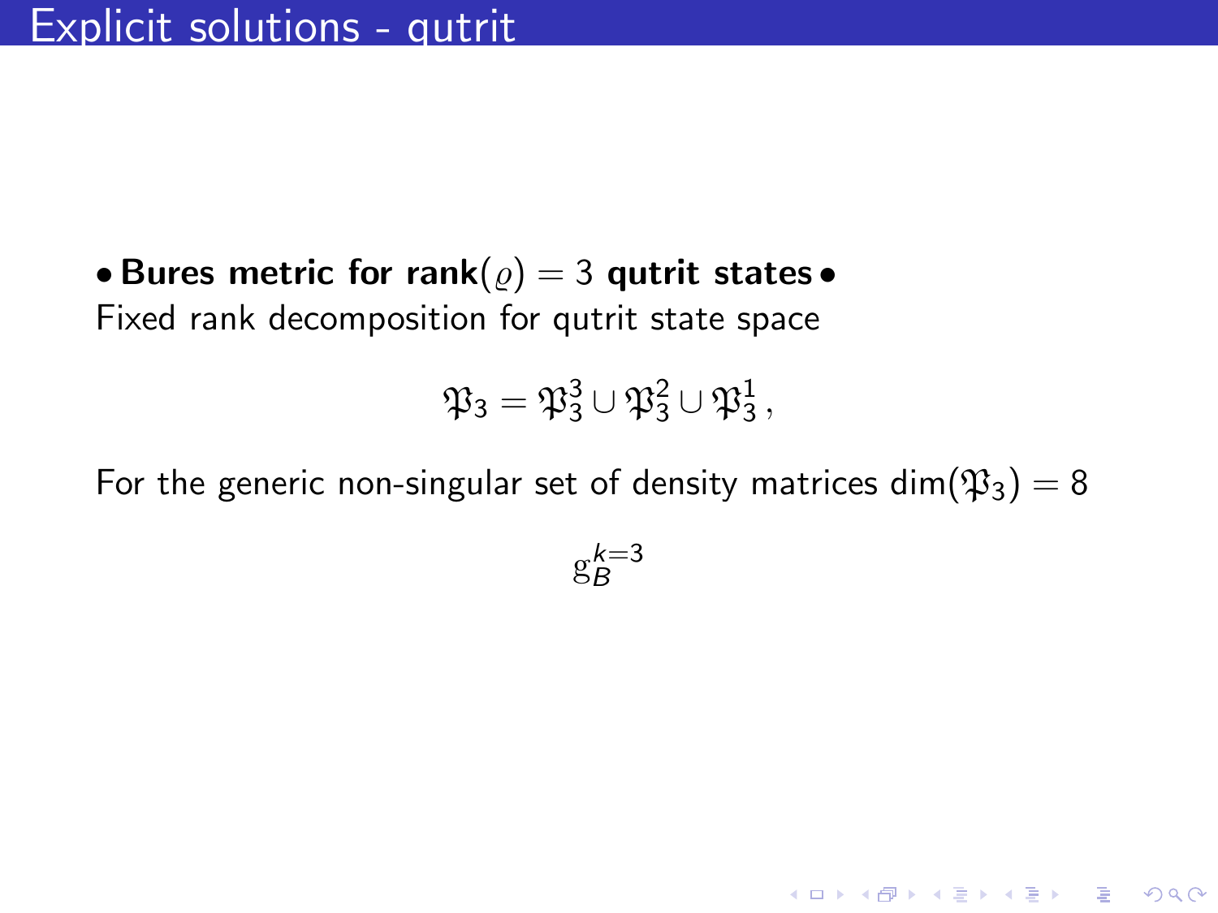# Explicit solutions - qutrit

**• Bures metric for rank($\varrho$) = 3 qutrit states •**

Fixed rank decomposition for qutrit state space

$$\mathfrak{P}_3 = \mathfrak{P}_3^3 \cup \mathfrak{P}_3^2 \cup \mathfrak{P}_3^1 \,,$$

For the generic non-singular set of density matrices $\dim(\mathfrak{P}_3) = 8$

$$\mathrm{g}_B^{k=3}$$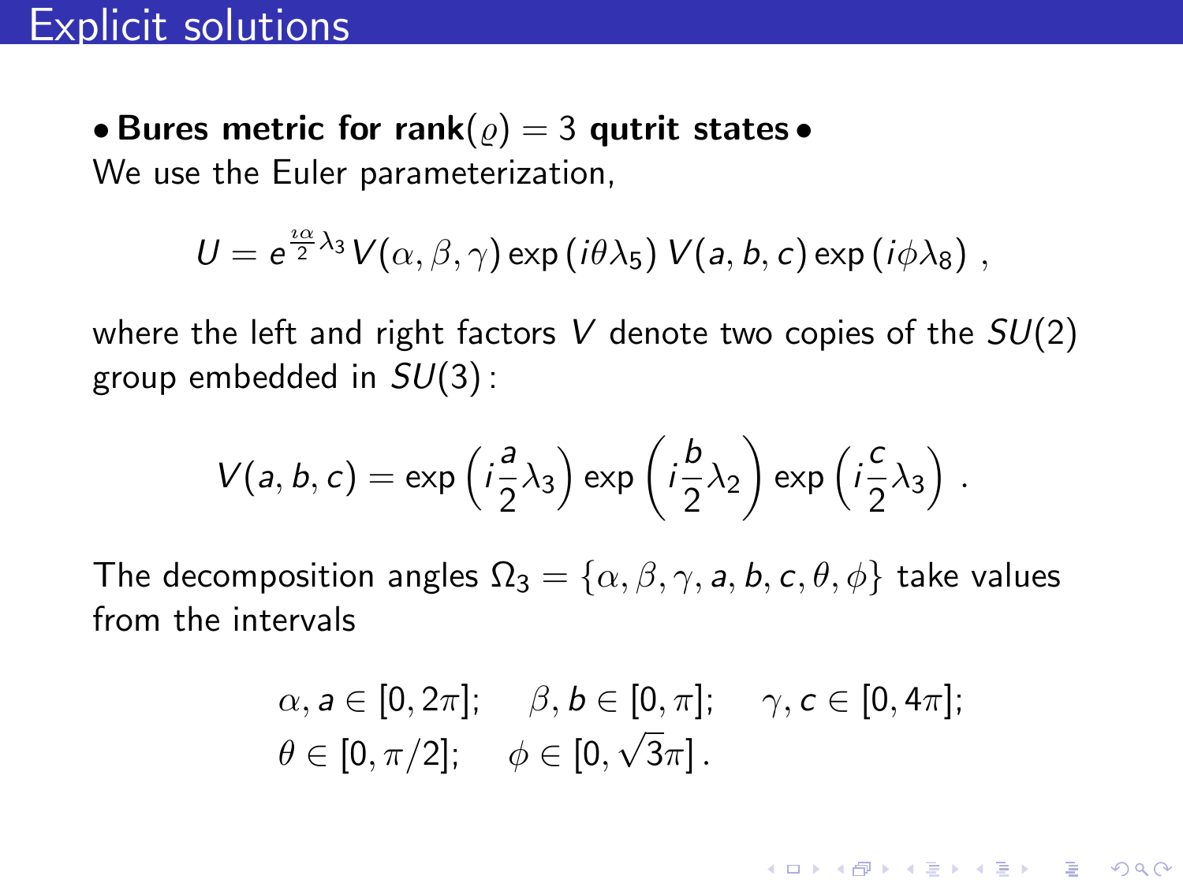# Explicit solutions

**• Bures metric for rank($\varrho$) = 3 qutrit states •**

We use the Euler parameterization,

$$U = e^{\frac{\imath\alpha}{2}\lambda_3} V(\alpha,\beta,\gamma) \exp\left(i\theta\lambda_5\right) V(a,b,c) \exp\left(i\phi\lambda_8\right) \,,$$

where the left and right factors $V$ denote two copies of the $SU(2)$ group embedded in $SU(3)$:

$$V(a,b,c) = \exp\left(i\frac{a}{2}\lambda_3\right) \exp\left(i\frac{b}{2}\lambda_2\right) \exp\left(i\frac{c}{2}\lambda_3\right) \,.$$

The decomposition angles $\Omega_3 = \{\alpha,\beta,\gamma,a,b,c,\theta,\phi\}$ take values from the intervals

$$\begin{aligned}
&\alpha, a \in [0,2\pi]; \quad \beta, b \in [0,\pi]; \quad \gamma, c \in [0,4\pi]; \\
&\theta \in [0,\pi/2]; \quad \phi \in [0,\sqrt{3}\pi]\,.
\end{aligned}$$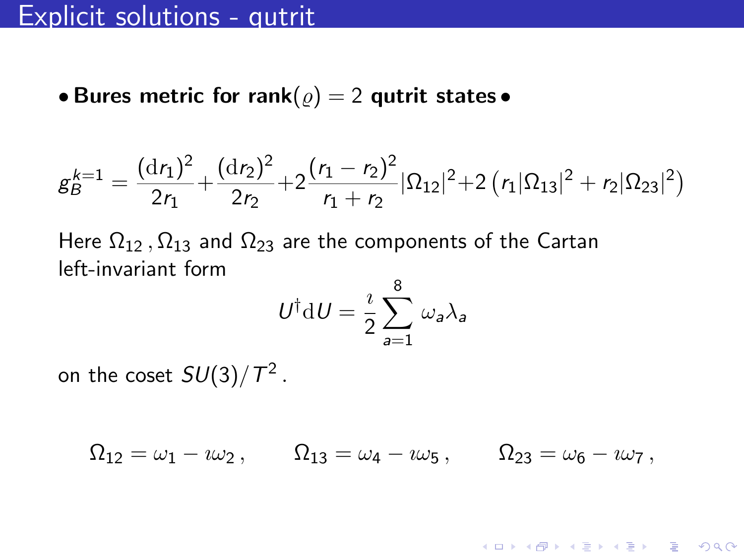# Explicit solutions - qutrit

**• Bures metric for rank($\varrho$) = 2 qutrit states •**

$$g_B^{k=1} = \frac{(\mathrm{d}r_1)^2}{2r_1} + \frac{(\mathrm{d}r_2)^2}{2r_2} + 2\frac{(r_1 - r_2)^2}{r_1 + r_2}|\Omega_{12}|^2 + 2\left(r_1|\Omega_{13}|^2 + r_2|\Omega_{23}|^2\right)$$

Here $\Omega_{12}\,, \Omega_{13}$ and $\Omega_{23}$ are the components of the Cartan left-invariant form

$$U^\dagger \mathrm{d}U = \frac{\imath}{2}\sum_{a=1}^{8} \omega_a \lambda_a$$

on the coset $SU(3)/T^2$.

$$\Omega_{12} = \omega_1 - \imath\omega_2\,, \qquad \Omega_{13} = \omega_4 - \imath\omega_5\,, \qquad \Omega_{23} = \omega_6 - \imath\omega_7\,,$$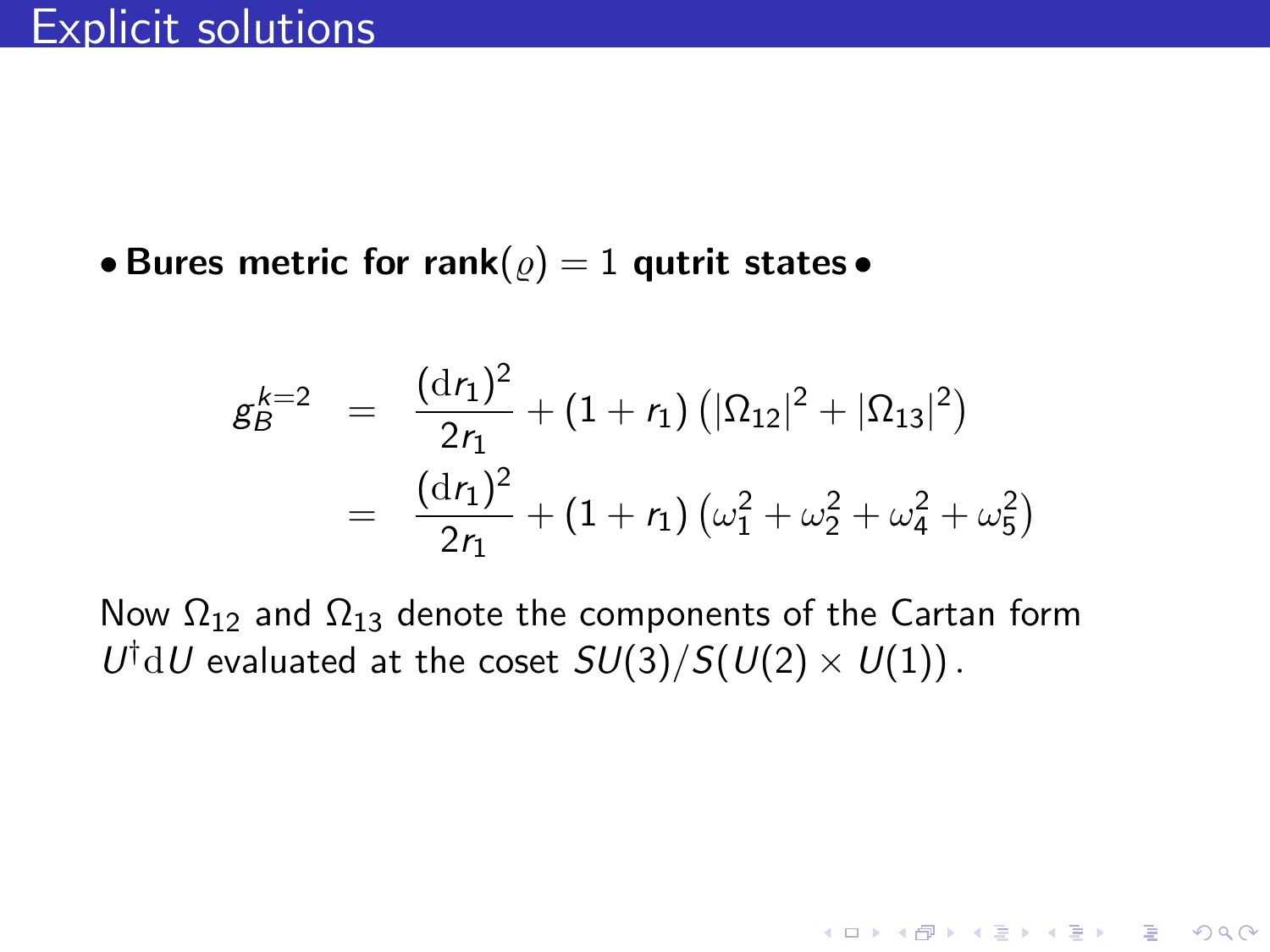# Explicit solutions

• **Bures metric for rank($\varrho$) = 1 qutrit states** •

$$
\begin{aligned}
g_B^{k=2} &= \frac{(\mathrm{d}r_1)^2}{2r_1} + (1+r_1)\left(|\Omega_{12}|^2 + |\Omega_{13}|^2\right) \\
&= \frac{(\mathrm{d}r_1)^2}{2r_1} + (1+r_1)\left(\omega_1^2 + \omega_2^2 + \omega_4^2 + \omega_5^2\right)
\end{aligned}
$$

Now $\Omega_{12}$ and $\Omega_{13}$ denote the components of the Cartan form $U^\dagger \mathrm{d}U$ evaluated at the coset $SU(3)/S(U(2)\times U(1))$.